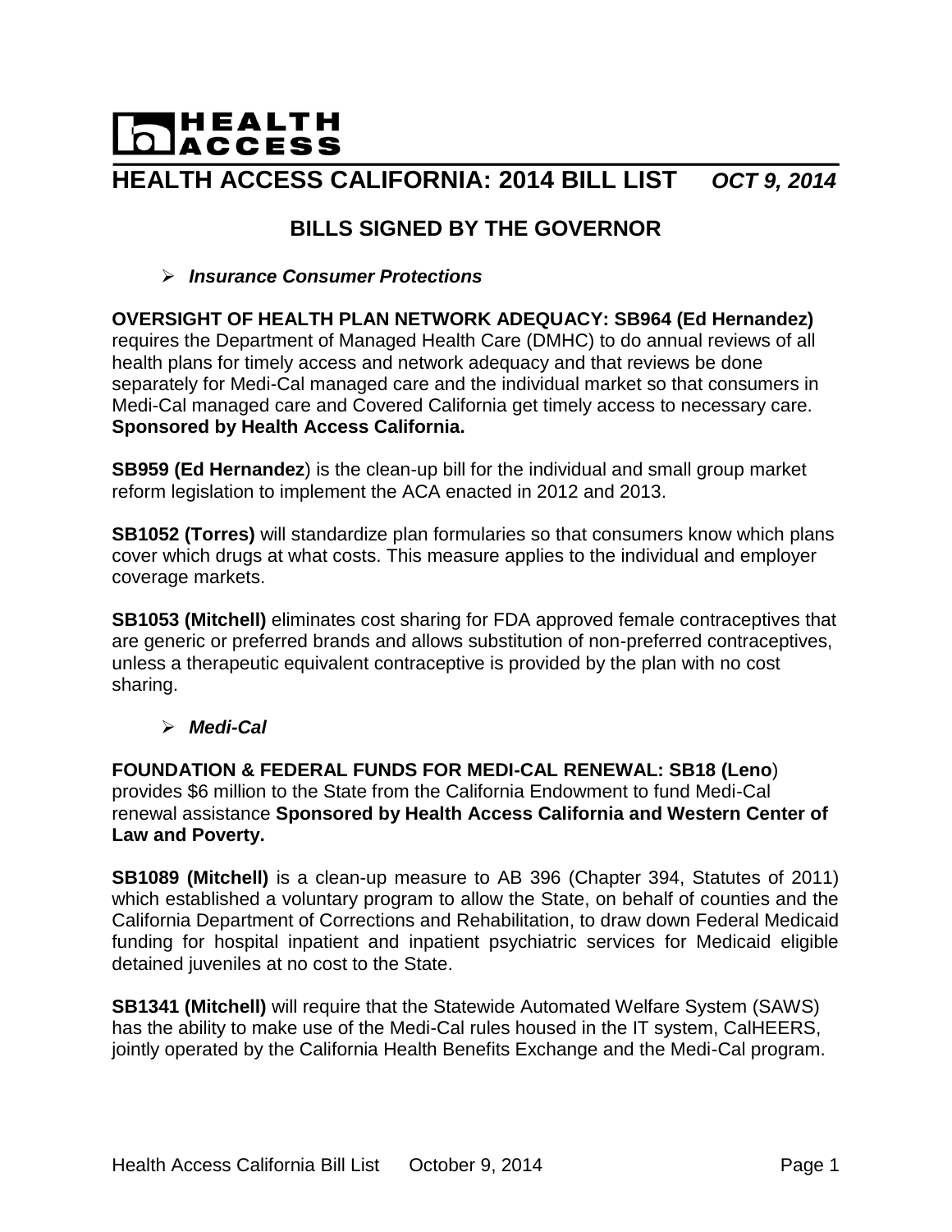# HEALTH ACCESS

## HEALTH ACCESS CALIFORNIA: 2014 BILL LIST *OCT 9, 2014*

### BILLS SIGNED BY THE GOVERNOR

- ***Insurance Consumer Protections***

**OVERSIGHT OF HEALTH PLAN NETWORK ADEQUACY: SB964 (Ed Hernandez)** requires the Department of Managed Health Care (DMHC) to do annual reviews of all health plans for timely access and network adequacy and that reviews be done separately for Medi-Cal managed care and the individual market so that consumers in Medi-Cal managed care and Covered California get timely access to necessary care. **Sponsored by Health Access California.**

**SB959 (Ed Hernandez**) is the clean-up bill for the individual and small group market reform legislation to implement the ACA enacted in 2012 and 2013.

**SB1052 (Torres)** will standardize plan formularies so that consumers know which plans cover which drugs at what costs. This measure applies to the individual and employer coverage markets.

**SB1053 (Mitchell)** eliminates cost sharing for FDA approved female contraceptives that are generic or preferred brands and allows substitution of non-preferred contraceptives, unless a therapeutic equivalent contraceptive is provided by the plan with no cost sharing.

- ***Medi-Cal***

**FOUNDATION & FEDERAL FUNDS FOR MEDI-CAL RENEWAL: SB18 (Leno**) provides $6 million to the State from the California Endowment to fund Medi-Cal renewal assistance **Sponsored by Health Access California and Western Center of Law and Poverty.**

**SB1089 (Mitchell)** is a clean-up measure to AB 396 (Chapter 394, Statutes of 2011) which established a voluntary program to allow the State, on behalf of counties and the California Department of Corrections and Rehabilitation, to draw down Federal Medicaid funding for hospital inpatient and inpatient psychiatric services for Medicaid eligible detained juveniles at no cost to the State.

**SB1341 (Mitchell)** will require that the Statewide Automated Welfare System (SAWS) has the ability to make use of the Medi-Cal rules housed in the IT system, CalHEERS, jointly operated by the California Health Benefits Exchange and the Medi-Cal program.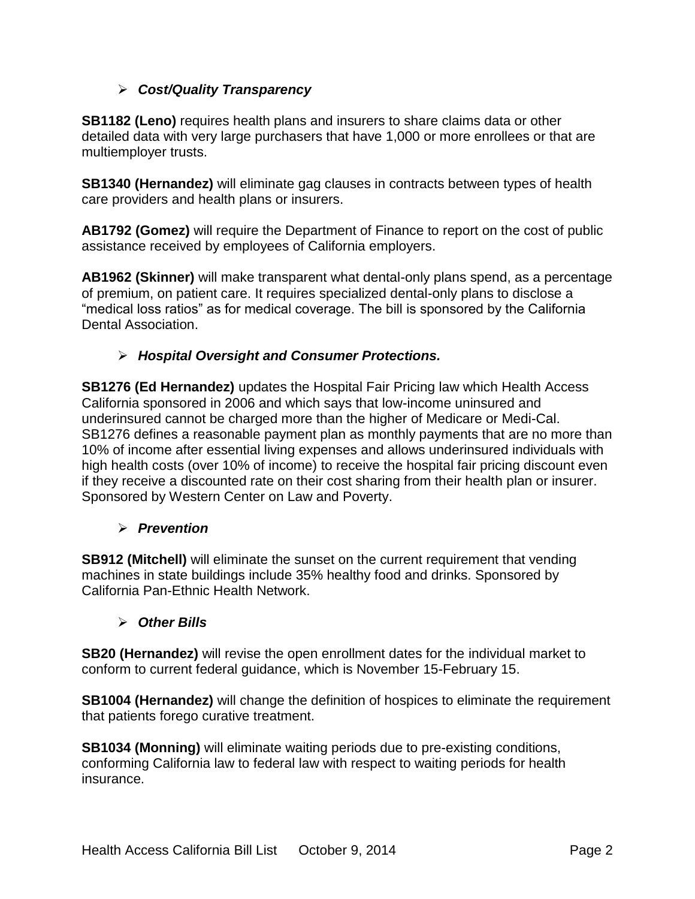- ***Cost/Quality Transparency***

**SB1182 (Leno)** requires health plans and insurers to share claims data or other detailed data with very large purchasers that have 1,000 or more enrollees or that are multiemployer trusts.

**SB1340 (Hernandez)** will eliminate gag clauses in contracts between types of health care providers and health plans or insurers.

**AB1792 (Gomez)** will require the Department of Finance to report on the cost of public assistance received by employees of California employers.

**AB1962 (Skinner)** will make transparent what dental-only plans spend, as a percentage of premium, on patient care. It requires specialized dental-only plans to disclose a "medical loss ratios" as for medical coverage. The bill is sponsored by the California Dental Association.

- ***Hospital Oversight and Consumer Protections.***

**SB1276 (Ed Hernandez)** updates the Hospital Fair Pricing law which Health Access California sponsored in 2006 and which says that low-income uninsured and underinsured cannot be charged more than the higher of Medicare or Medi-Cal. SB1276 defines a reasonable payment plan as monthly payments that are no more than 10% of income after essential living expenses and allows underinsured individuals with high health costs (over 10% of income) to receive the hospital fair pricing discount even if they receive a discounted rate on their cost sharing from their health plan or insurer. Sponsored by Western Center on Law and Poverty.

- ***Prevention***

**SB912 (Mitchell)** will eliminate the sunset on the current requirement that vending machines in state buildings include 35% healthy food and drinks. Sponsored by California Pan-Ethnic Health Network.

- ***Other Bills***

**SB20 (Hernandez)** will revise the open enrollment dates for the individual market to conform to current federal guidance, which is November 15-February 15.

**SB1004 (Hernandez)** will change the definition of hospices to eliminate the requirement that patients forego curative treatment.

**SB1034 (Monning)** will eliminate waiting periods due to pre-existing conditions, conforming California law to federal law with respect to waiting periods for health insurance.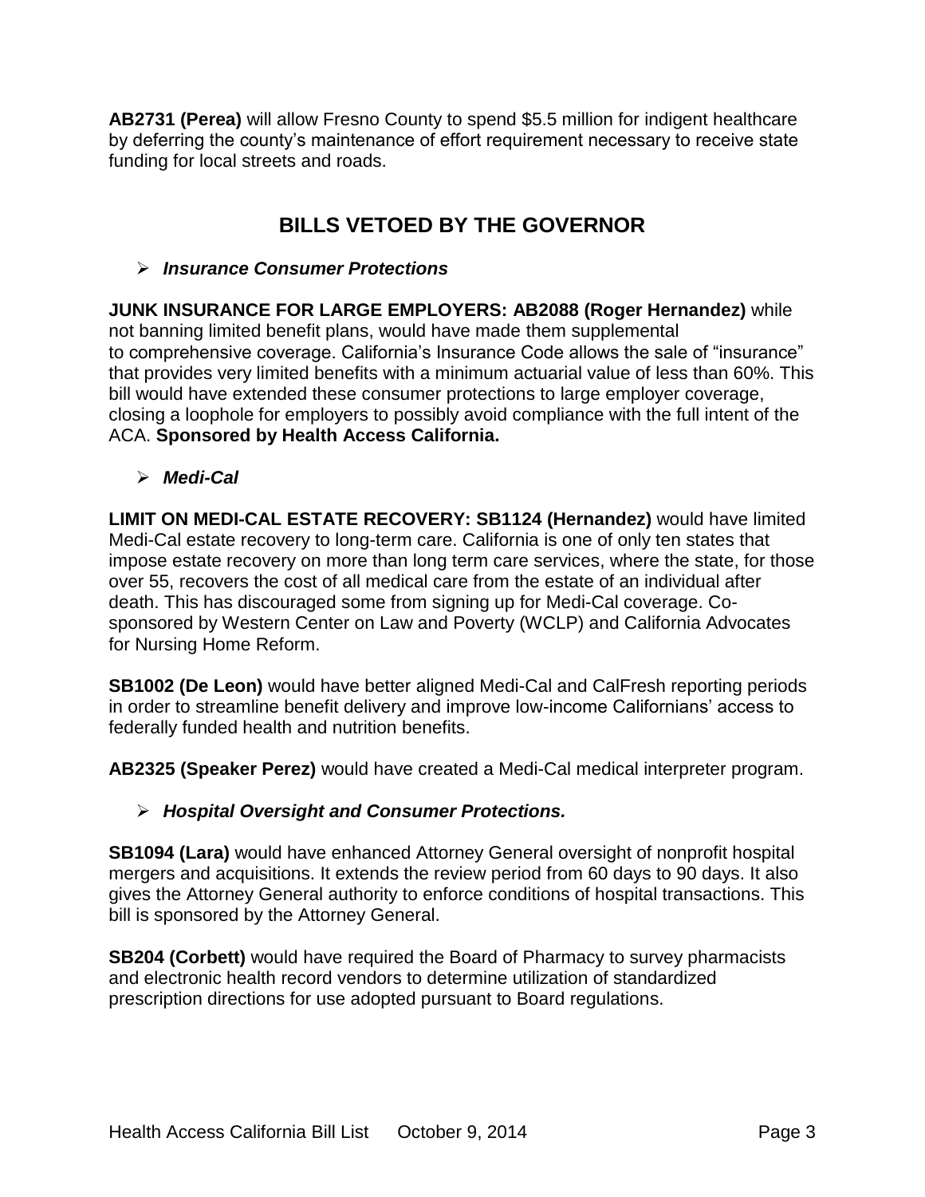**AB2731 (Perea)** will allow Fresno County to spend $5.5 million for indigent healthcare by deferring the county's maintenance of effort requirement necessary to receive state funding for local streets and roads.

## BILLS VETOED BY THE GOVERNOR

- ***Insurance Consumer Protections***

**JUNK INSURANCE FOR LARGE EMPLOYERS: AB2088 (Roger Hernandez)** while not banning limited benefit plans, would have made them supplemental to comprehensive coverage. California's Insurance Code allows the sale of "insurance" that provides very limited benefits with a minimum actuarial value of less than 60%. This bill would have extended these consumer protections to large employer coverage, closing a loophole for employers to possibly avoid compliance with the full intent of the ACA. **Sponsored by Health Access California.**

- ***Medi-Cal***

**LIMIT ON MEDI-CAL ESTATE RECOVERY: SB1124 (Hernandez)** would have limited Medi-Cal estate recovery to long-term care. California is one of only ten states that impose estate recovery on more than long term care services, where the state, for those over 55, recovers the cost of all medical care from the estate of an individual after death. This has discouraged some from signing up for Medi-Cal coverage. Co-sponsored by Western Center on Law and Poverty (WCLP) and California Advocates for Nursing Home Reform.

**SB1002 (De Leon)** would have better aligned Medi-Cal and CalFresh reporting periods in order to streamline benefit delivery and improve low-income Californians' access to federally funded health and nutrition benefits.

**AB2325 (Speaker Perez)** would have created a Medi-Cal medical interpreter program.

- ***Hospital Oversight and Consumer Protections.***

**SB1094 (Lara)** would have enhanced Attorney General oversight of nonprofit hospital mergers and acquisitions. It extends the review period from 60 days to 90 days. It also gives the Attorney General authority to enforce conditions of hospital transactions. This bill is sponsored by the Attorney General.

**SB204 (Corbett)** would have required the Board of Pharmacy to survey pharmacists and electronic health record vendors to determine utilization of standardized prescription directions for use adopted pursuant to Board regulations.